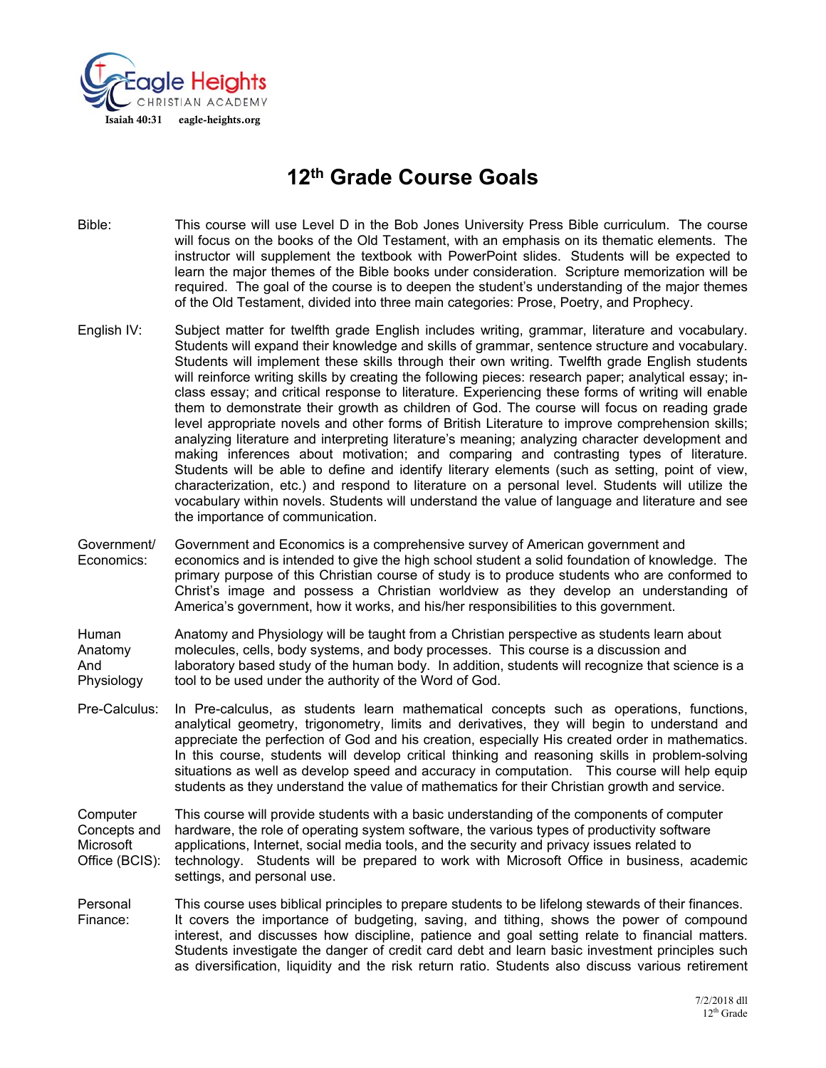Eagle Heights CHRISTIAN ACADEMY

Isaiah 40:31 eagle-heights.org

# 12th Grade Course Goals

**Bible:** This course will use Level D in the Bob Jones University Press Bible curriculum. The course will focus on the books of the Old Testament, with an emphasis on its thematic elements. The instructor will supplement the textbook with PowerPoint slides. Students will be expected to learn the major themes of the Bible books under consideration. Scripture memorization will be required. The goal of the course is to deepen the student's understanding of the major themes of the Old Testament, divided into three main categories: Prose, Poetry, and Prophecy.

**English IV:** Subject matter for twelfth grade English includes writing, grammar, literature and vocabulary. Students will expand their knowledge and skills of grammar, sentence structure and vocabulary. Students will implement these skills through their own writing. Twelfth grade English students will reinforce writing skills by creating the following pieces: research paper; analytical essay; in-class essay; and critical response to literature. Experiencing these forms of writing will enable them to demonstrate their growth as children of God. The course will focus on reading grade level appropriate novels and other forms of British Literature to improve comprehension skills; analyzing literature and interpreting literature's meaning; analyzing character development and making inferences about motivation; and comparing and contrasting types of literature. Students will be able to define and identify literary elements (such as setting, point of view, characterization, etc.) and respond to literature on a personal level. Students will utilize the vocabulary within novels. Students will understand the value of language and literature and see the importance of communication.

**Government/ Economics:** Government and Economics is a comprehensive survey of American government and economics and is intended to give the high school student a solid foundation of knowledge. The primary purpose of this Christian course of study is to produce students who are conformed to Christ's image and possess a Christian worldview as they develop an understanding of America's government, how it works, and his/her responsibilities to this government.

**Human Anatomy And Physiology** Anatomy and Physiology will be taught from a Christian perspective as students learn about molecules, cells, body systems, and body processes. This course is a discussion and laboratory based study of the human body. In addition, students will recognize that science is a tool to be used under the authority of the Word of God.

**Pre-Calculus:** In Pre-calculus, as students learn mathematical concepts such as operations, functions, analytical geometry, trigonometry, limits and derivatives, they will begin to understand and appreciate the perfection of God and his creation, especially His created order in mathematics. In this course, students will develop critical thinking and reasoning skills in problem-solving situations as well as develop speed and accuracy in computation. This course will help equip students as they understand the value of mathematics for their Christian growth and service.

**Computer Concepts and Microsoft Office (BCIS):** This course will provide students with a basic understanding of the components of computer hardware, the role of operating system software, the various types of productivity software applications, Internet, social media tools, and the security and privacy issues related to technology. Students will be prepared to work with Microsoft Office in business, academic settings, and personal use.

**Personal Finance:** This course uses biblical principles to prepare students to be lifelong stewards of their finances. It covers the importance of budgeting, saving, and tithing, shows the power of compound interest, and discusses how discipline, patience and goal setting relate to financial matters. Students investigate the danger of credit card debt and learn basic investment principles such as diversification, liquidity and the risk return ratio. Students also discuss various retirement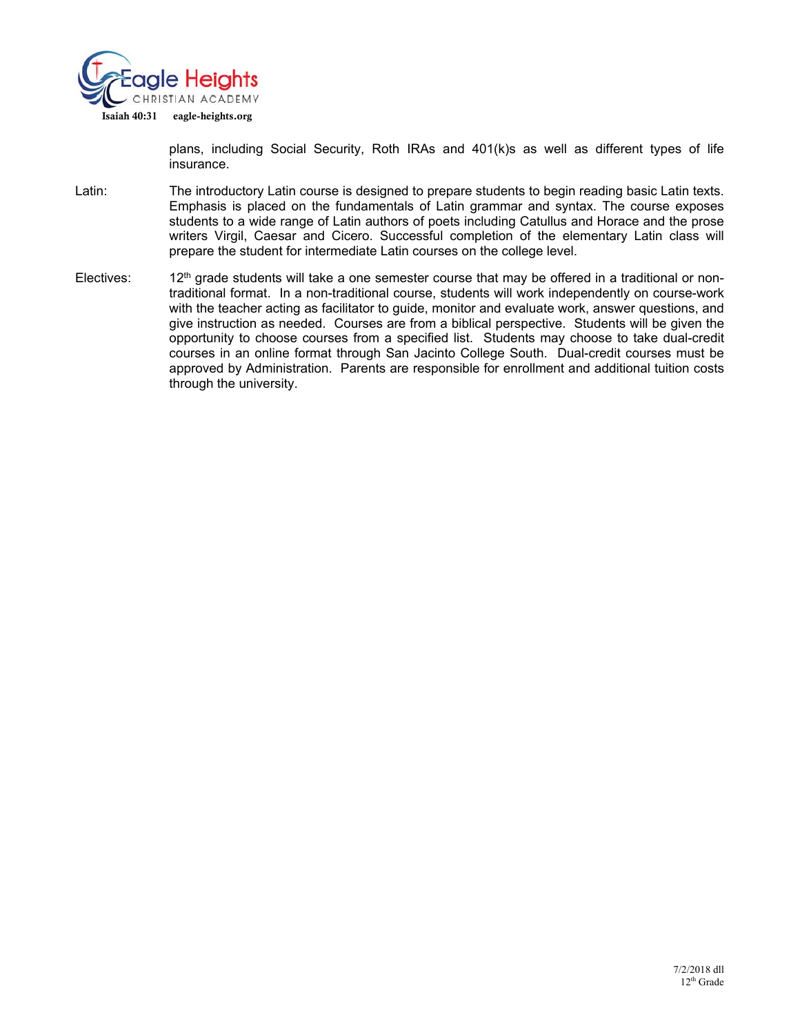plans, including Social Security, Roth IRAs and 401(k)s as well as different types of life insurance.

**Latin:** The introductory Latin course is designed to prepare students to begin reading basic Latin texts. Emphasis is placed on the fundamentals of Latin grammar and syntax. The course exposes students to a wide range of Latin authors of poets including Catullus and Horace and the prose writers Virgil, Caesar and Cicero. Successful completion of the elementary Latin class will prepare the student for intermediate Latin courses on the college level.

**Electives:** 12th grade students will take a one semester course that may be offered in a traditional or non-traditional format. In a non-traditional course, students will work independently on course-work with the teacher acting as facilitator to guide, monitor and evaluate work, answer questions, and give instruction as needed. Courses are from a biblical perspective. Students will be given the opportunity to choose courses from a specified list. Students may choose to take dual-credit courses in an online format through San Jacinto College South. Dual-credit courses must be approved by Administration. Parents are responsible for enrollment and additional tuition costs through the university.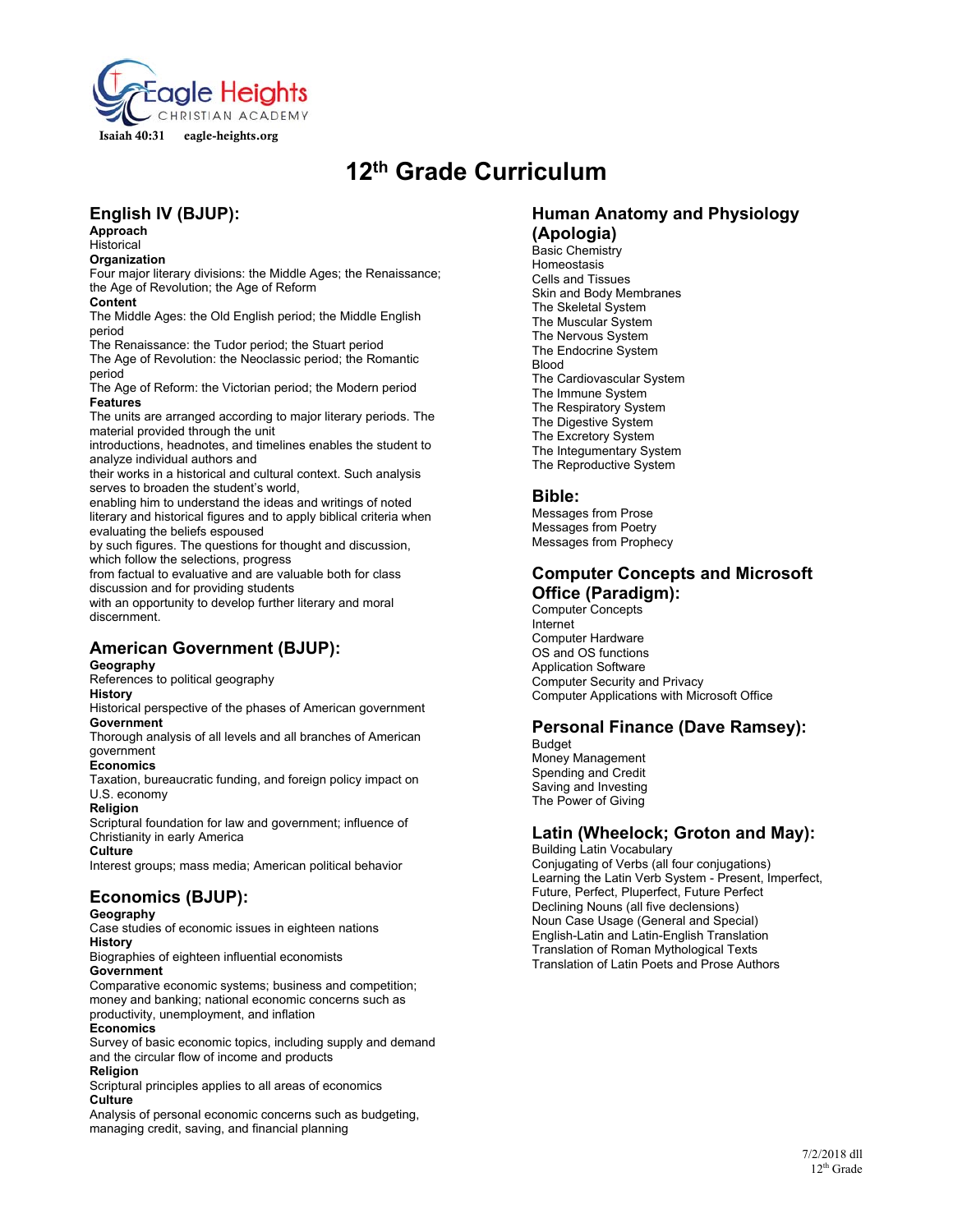Isaiah 40:31 eagle-heights.org

# 12th Grade Curriculum

## English IV (BJUP):

**Approach**
Historical

**Organization**
Four major literary divisions: the Middle Ages; the Renaissance; the Age of Revolution; the Age of Reform

**Content**
The Middle Ages: the Old English period; the Middle English period
The Renaissance: the Tudor period; the Stuart period
The Age of Revolution: the Neoclassic period; the Romantic period
The Age of Reform: the Victorian period; the Modern period

**Features**
The units are arranged according to major literary periods. The material provided through the unit introductions, headnotes, and timelines enables the student to analyze individual authors and their works in a historical and cultural context. Such analysis serves to broaden the student's world, enabling him to understand the ideas and writings of noted literary and historical figures and to apply biblical criteria when evaluating the beliefs espoused by such figures. The questions for thought and discussion, which follow the selections, progress from factual to evaluative and are valuable both for class discussion and for providing students with an opportunity to develop further literary and moral discernment.

## American Government (BJUP):

**Geography**
References to political geography

**History**
Historical perspective of the phases of American government

**Government**
Thorough analysis of all levels and all branches of American government

**Economics**
Taxation, bureaucratic funding, and foreign policy impact on U.S. economy

**Religion**
Scriptural foundation for law and government; influence of Christianity in early America

**Culture**
Interest groups; mass media; American political behavior

## Economics (BJUP):

**Geography**
Case studies of economic issues in eighteen nations

**History**
Biographies of eighteen influential economists

**Government**
Comparative economic systems; business and competition; money and banking; national economic concerns such as productivity, unemployment, and inflation

**Economics**
Survey of basic economic topics, including supply and demand and the circular flow of income and products

**Religion**
Scriptural principles applies to all areas of economics

**Culture**
Analysis of personal economic concerns such as budgeting, managing credit, saving, and financial planning

## Human Anatomy and Physiology (Apologia)

Basic Chemistry
Homeostasis
Cells and Tissues
Skin and Body Membranes
The Skeletal System
The Muscular System
The Nervous System
The Endocrine System
Blood
The Cardiovascular System
The Immune System
The Respiratory System
The Digestive System
The Excretory System
The Integumentary System
The Reproductive System

## Bible:

Messages from Prose
Messages from Poetry
Messages from Prophecy

## Computer Concepts and Microsoft Office (Paradigm):

Computer Concepts
Internet
Computer Hardware
OS and OS functions
Application Software
Computer Security and Privacy
Computer Applications with Microsoft Office

## Personal Finance (Dave Ramsey):

Budget
Money Management
Spending and Credit
Saving and Investing
The Power of Giving

## Latin (Wheelock; Groton and May):

Building Latin Vocabulary
Conjugating of Verbs (all four conjugations)
Learning the Latin Verb System - Present, Imperfect, Future, Perfect, Pluperfect, Future Perfect
Declining Nouns (all five declensions)
Noun Case Usage (General and Special)
English-Latin and Latin-English Translation
Translation of Roman Mythological Texts
Translation of Latin Poets and Prose Authors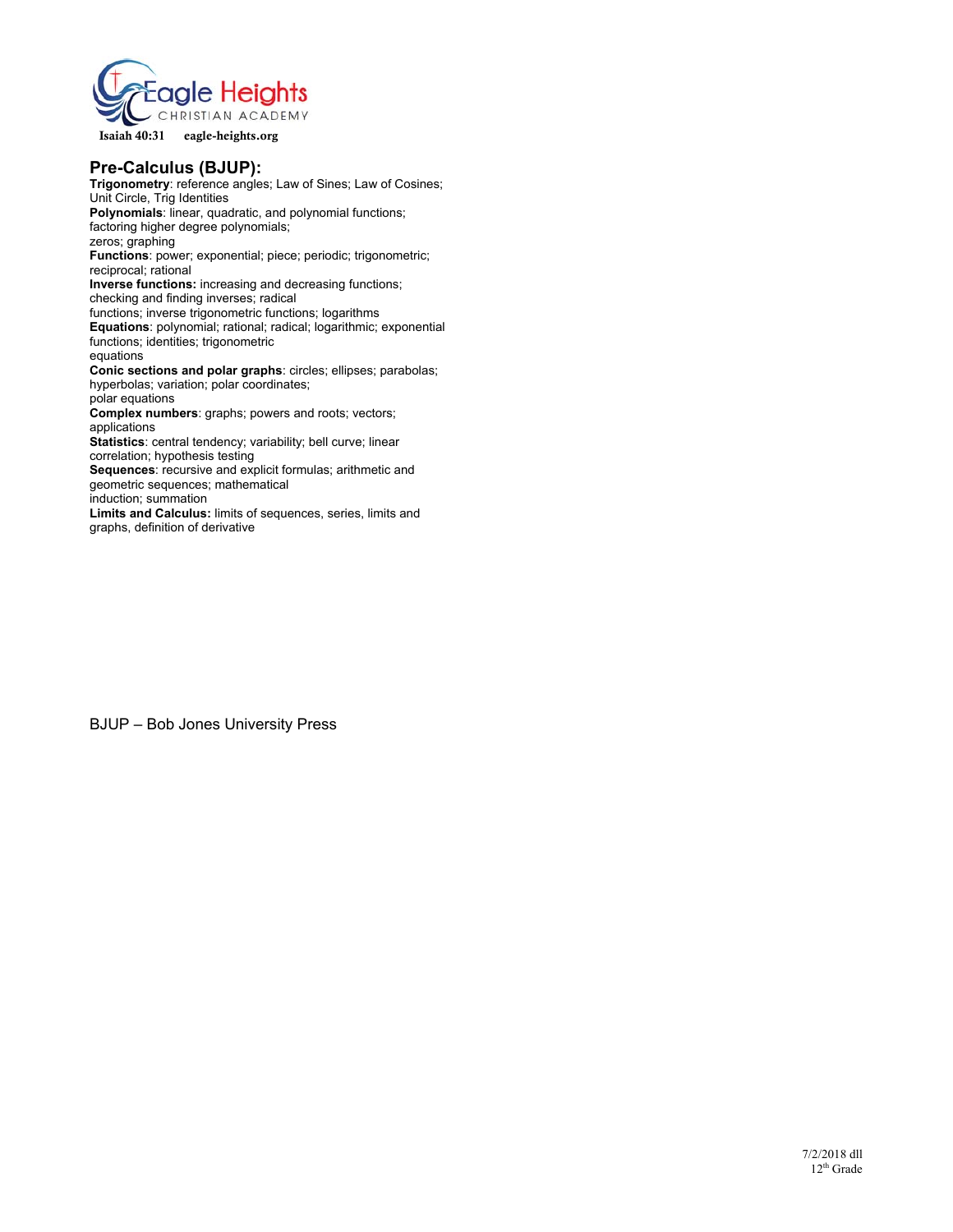Eagle Heights
CHRISTIAN ACADEMY
Isaiah 40:31 eagle-heights.org

## Pre-Calculus (BJUP):

**Trigonometry**: reference angles; Law of Sines; Law of Cosines; Unit Circle, Trig Identities
**Polynomials**: linear, quadratic, and polynomial functions; factoring higher degree polynomials; zeros; graphing
**Functions**: power; exponential; piece; periodic; trigonometric; reciprocal; rational
**Inverse functions:** increasing and decreasing functions; checking and finding inverses; radical functions; inverse trigonometric functions; logarithms
**Equations**: polynomial; rational; radical; logarithmic; exponential functions; identities; trigonometric equations
**Conic sections and polar graphs**: circles; ellipses; parabolas; hyperbolas; variation; polar coordinates; polar equations
**Complex numbers**: graphs; powers and roots; vectors; applications
**Statistics**: central tendency; variability; bell curve; linear correlation; hypothesis testing
**Sequences**: recursive and explicit formulas; arithmetic and geometric sequences; mathematical induction; summation
**Limits and Calculus:** limits of sequences, series, limits and graphs, definition of derivative

BJUP – Bob Jones University Press

7/2/2018 dll
12th Grade